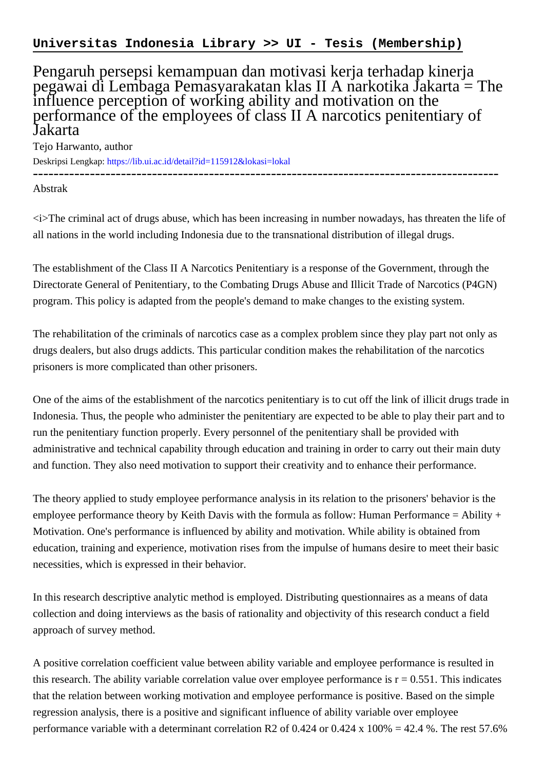**Universitas Indonesia Library >> UI - Tesis (Membership)**

# Pengaruh persepsi kemampuan dan motivasi kerja terhadap kinerja pegawai di Lembaga Pemasyarakatan klas II A narkotika Jakarta = The influence perception of working ability and motivation on the performance of the employees of class II A narcotics penitentiary of Jakarta

Tejo Harwanto, author

Deskripsi Lengkap: https://lib.ui.ac.id/detail?id=115912&lokasi=lokal

------------------------------------------------------------------------------------------

Abstrak

<i>The criminal act of drugs abuse, which has been increasing in number nowadays, has threaten the life of all nations in the world including Indonesia due to the transnational distribution of illegal drugs.

The establishment of the Class II A Narcotics Penitentiary is a response of the Government, through the Directorate General of Penitentiary, to the Combating Drugs Abuse and Illicit Trade of Narcotics (P4GN) program. This policy is adapted from the people's demand to make changes to the existing system.

The rehabilitation of the criminals of narcotics case as a complex problem since they play part not only as drugs dealers, but also drugs addicts. This particular condition makes the rehabilitation of the narcotics prisoners is more complicated than other prisoners.

One of the aims of the establishment of the narcotics penitentiary is to cut off the link of illicit drugs trade in Indonesia. Thus, the people who administer the penitentiary are expected to be able to play their part and to run the penitentiary function properly. Every personnel of the penitentiary shall be provided with administrative and technical capability through education and training in order to carry out their main duty and function. They also need motivation to support their creativity and to enhance their performance.

The theory applied to study employee performance analysis in its relation to the prisoners' behavior is the employee performance theory by Keith Davis with the formula as follow: Human Performance = Ability + Motivation. One's performance is influenced by ability and motivation. While ability is obtained from education, training and experience, motivation rises from the impulse of humans desire to meet their basic necessities, which is expressed in their behavior.

In this research descriptive analytic method is employed. Distributing questionnaires as a means of data collection and doing interviews as the basis of rationality and objectivity of this research conduct a field approach of survey method.

A positive correlation coefficient value between ability variable and employee performance is resulted in this research. The ability variable correlation value over employee performance is $r = 0.551$. This indicates that the relation between working motivation and employee performance is positive. Based on the simple regression analysis, there is a positive and significant influence of ability variable over employee performance variable with a determinant correlation $R^2$ of 0.424 or $0.424 \times 100\% = 42.4\%$. The rest 57.6%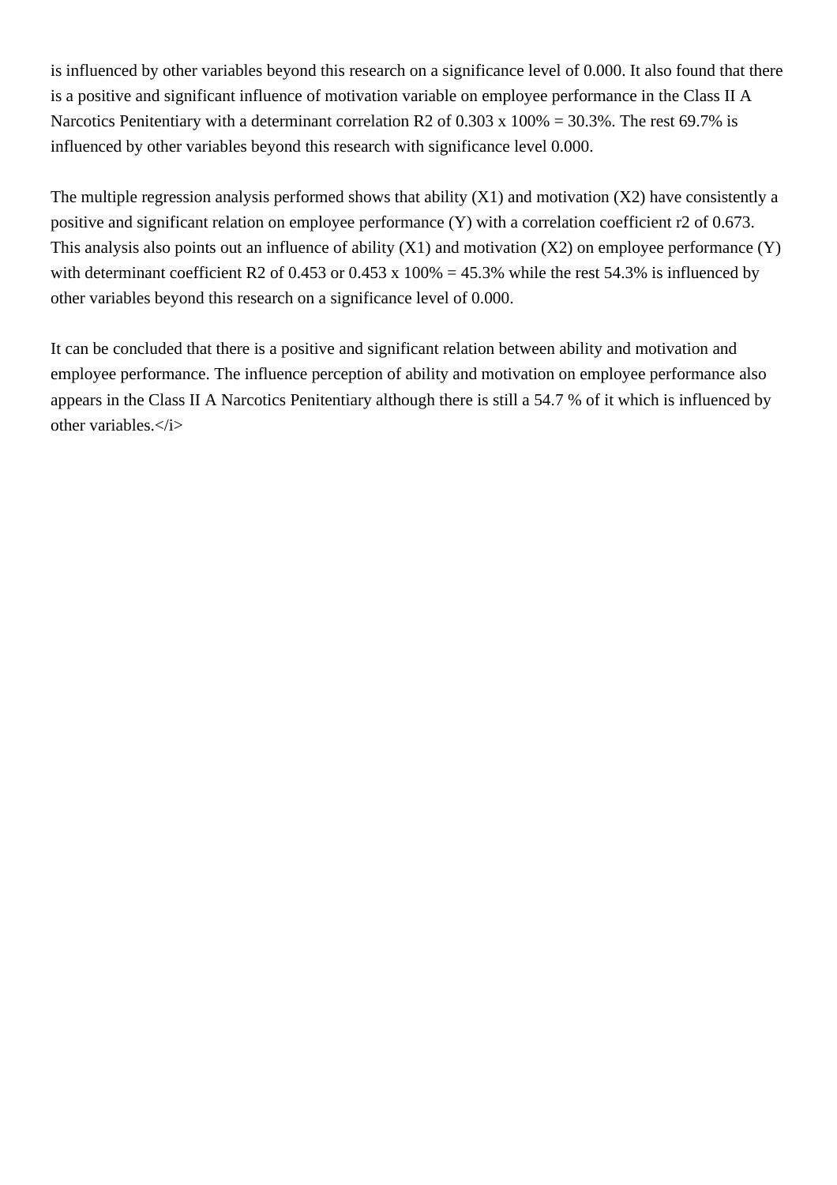is influenced by other variables beyond this research on a significance level of 0.000. It also found that there is a positive and significant influence of motivation variable on employee performance in the Class II A Narcotics Penitentiary with a determinant correlation $R^2$ of 0.303 x 100% = 30.3%. The rest 69.7% is influenced by other variables beyond this research with significance level 0.000.

The multiple regression analysis performed shows that ability (X1) and motivation (X2) have consistently a positive and significant relation on employee performance (Y) with a correlation coefficient $r^2$ of 0.673. This analysis also points out an influence of ability (X1) and motivation (X2) on employee performance (Y) with determinant coefficient $R^2$ of 0.453 or 0.453 x 100% = 45.3% while the rest 54.3% is influenced by other variables beyond this research on a significance level of 0.000.

It can be concluded that there is a positive and significant relation between ability and motivation and employee performance. The influence perception of ability and motivation on employee performance also appears in the Class II A Narcotics Penitentiary although there is still a 54.7 % of it which is influenced by other variables.</i>